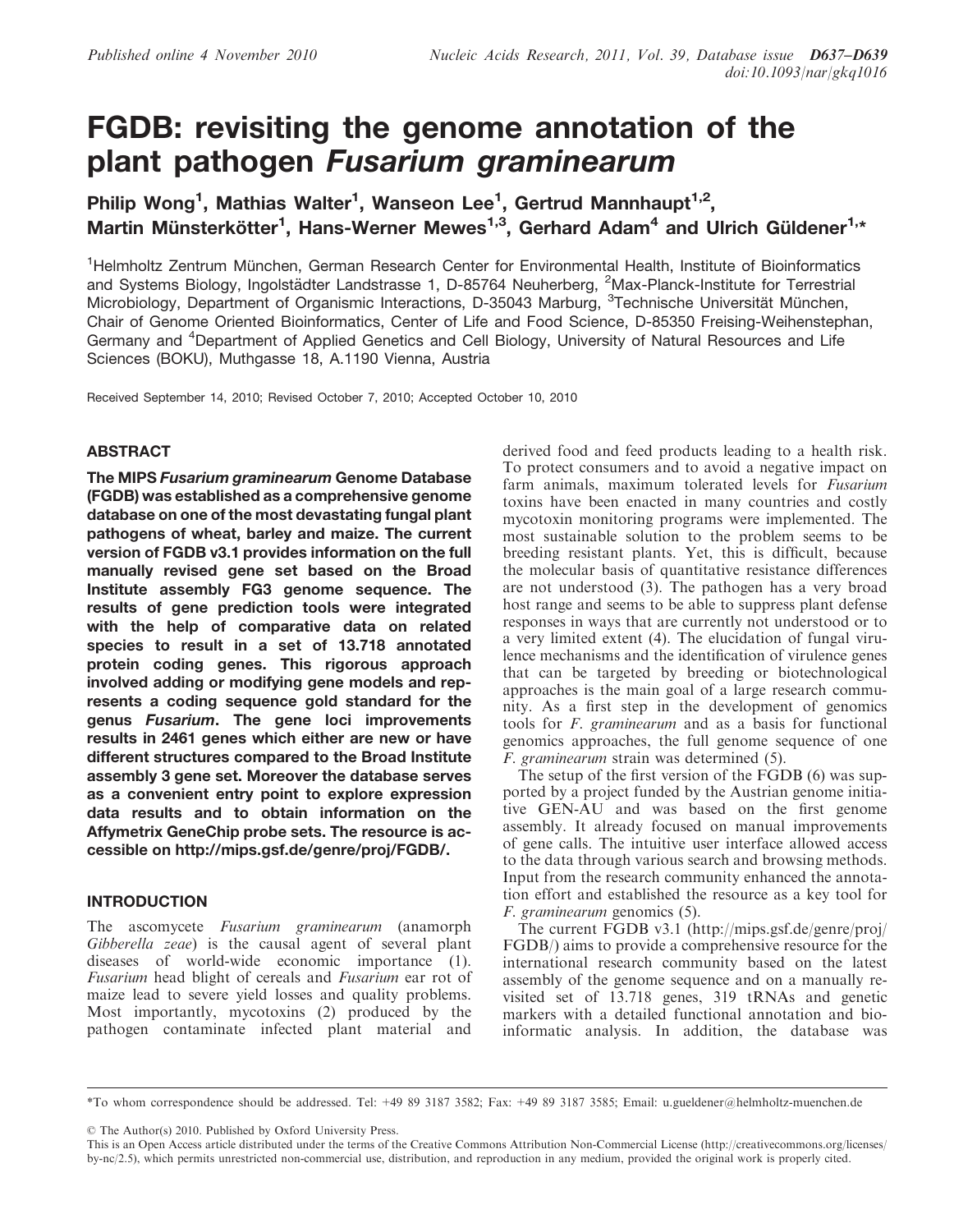# FGDB: revisiting the genome annotation of the plant pathogen *Fusarium graminearum*

Philip Wong[1], Mathias Walter[1], Wanseon Lee[1], Gertrud Mannhaupt[1,2], Martin Münsterkötter[1], Hans-Werner Mewes[1,3], Gerhard Adam[4] and Ulrich Güldener[1,*]

[1]Helmholtz Zentrum München, German Research Center for Environmental Health, Institute of Bioinformatics and Systems Biology, Ingolstädter Landstrasse 1, D-85764 Neuherberg, [2]Max-Planck-Institute for Terrestrial Microbiology, Department of Organismic Interactions, D-35043 Marburg, [3]Technische Universität München, Chair of Genome Oriented Bioinformatics, Center of Life and Food Science, D-85350 Freising-Weihenstephan, Germany and [4]Department of Applied Genetics and Cell Biology, University of Natural Resources and Life Sciences (BOKU), Muthgasse 18, A.1190 Vienna, Austria

Received September 14, 2010; Revised October 7, 2010; Accepted October 10, 2010

## ABSTRACT

**The MIPS *Fusarium graminearum* Genome Database (FGDB) was established as a comprehensive genome database on one of the most devastating fungal plant pathogens of wheat, barley and maize. The current version of FGDB v3.1 provides information on the full manually revised gene set based on the Broad Institute assembly FG3 genome sequence. The results of gene prediction tools were integrated with the help of comparative data on related species to result in a set of 13.718 annotated protein coding genes. This rigorous approach involved adding or modifying gene models and represents a coding sequence gold standard for the genus *Fusarium*. The gene loci improvements results in 2461 genes which either are new or have different structures compared to the Broad Institute assembly 3 gene set. Moreover the database serves as a convenient entry point to explore expression data results and to obtain information on the Affymetrix GeneChip probe sets. The resource is accessible on http://mips.gsf.de/genre/proj/FGDB/.**

## INTRODUCTION

The ascomycete *Fusarium graminearum* (anamorph *Gibberella zeae*) is the causal agent of several plant diseases of world-wide economic importance (1). *Fusarium* head blight of cereals and *Fusarium* ear rot of maize lead to severe yield losses and quality problems. Most importantly, mycotoxins (2) produced by the pathogen contaminate infected plant material and derived food and feed products leading to a health risk. To protect consumers and to avoid a negative impact on farm animals, maximum tolerated levels for *Fusarium* toxins have been enacted in many countries and costly mycotoxin monitoring programs were implemented. The most sustainable solution to the problem seems to be breeding resistant plants. Yet, this is difficult, because the molecular basis of quantitative resistance differences are not understood (3). The pathogen has a very broad host range and seems to be able to suppress plant defense responses in ways that are currently not understood or to a very limited extent (4). The elucidation of fungal virulence mechanisms and the identification of virulence genes that can be targeted by breeding or biotechnological approaches is the main goal of a large research community. As a first step in the development of genomics tools for *F. graminearum* and as a basis for functional genomics approaches, the full genome sequence of one *F. graminearum* strain was determined (5).

The setup of the first version of the FGDB (6) was supported by a project funded by the Austrian genome initiative GEN-AU and was based on the first genome assembly. It already focused on manual improvements of gene calls. The intuitive user interface allowed access to the data through various search and browsing methods. Input from the research community enhanced the annotation effort and established the resource as a key tool for *F. graminearum* genomics (5).

The current FGDB v3.1 (http://mips.gsf.de/genre/proj/FGDB/) aims to provide a comprehensive resource for the international research community based on the latest assembly of the genome sequence and on a manually revisited set of 13.718 genes, 319 tRNAs and genetic markers with a detailed functional annotation and bioinformatic analysis. In addition, the database was

*To whom correspondence should be addressed. Tel: +49 89 3187 3582; Fax: +49 89 3187 3585; Email: u.gueldener@helmholtz-muenchen.de

© The Author(s) 2010. Published by Oxford University Press.
This is an Open Access article distributed under the terms of the Creative Commons Attribution Non-Commercial License (http://creativecommons.org/licenses/by-nc/2.5), which permits unrestricted non-commercial use, distribution, and reproduction in any medium, provided the original work is properly cited.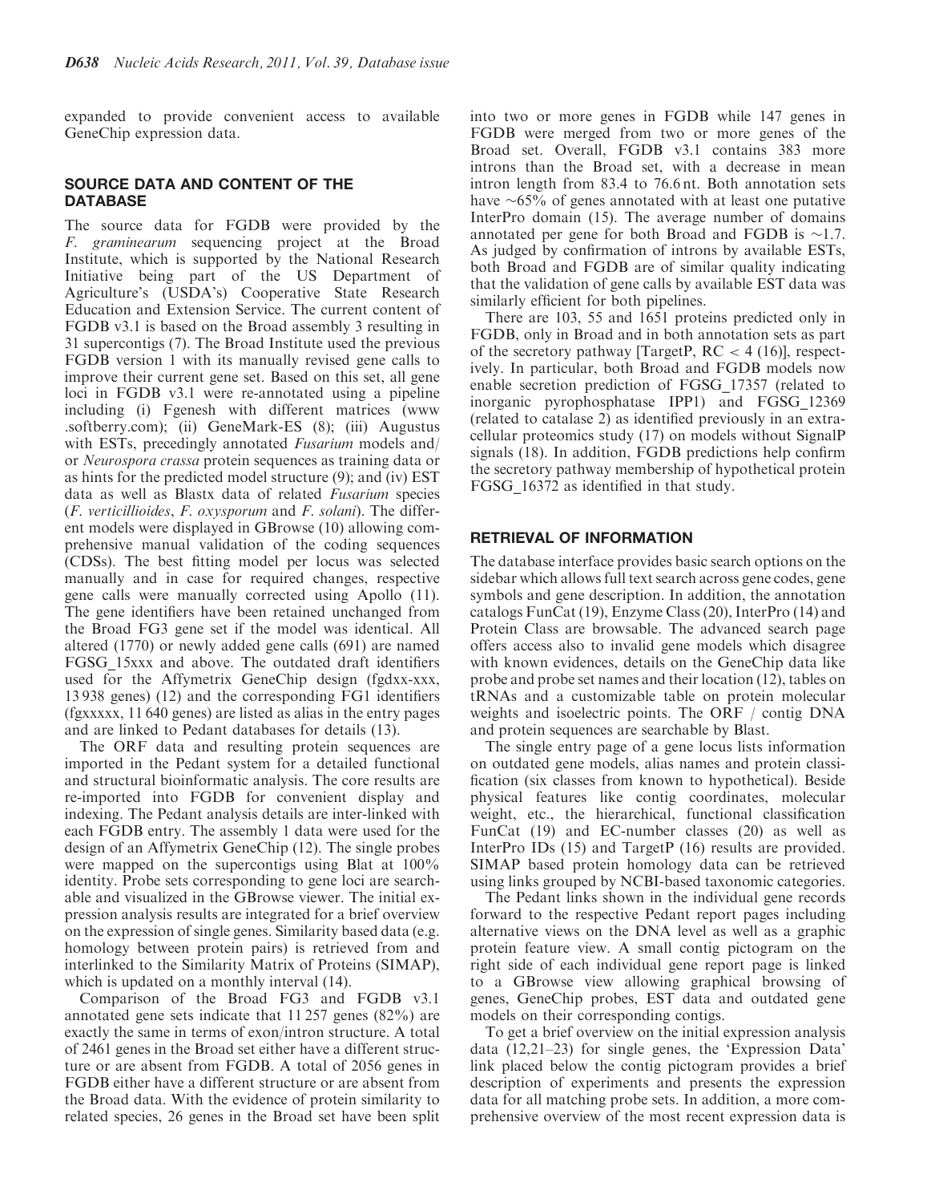expanded to provide convenient access to available GeneChip expression data.

## SOURCE DATA AND CONTENT OF THE DATABASE

The source data for FGDB were provided by the *F. graminearum* sequencing project at the Broad Institute, which is supported by the National Research Initiative being part of the US Department of Agriculture's (USDA's) Cooperative State Research Education and Extension Service. The current content of FGDB v3.1 is based on the Broad assembly 3 resulting in 31 supercontigs (7). The Broad Institute used the previous FGDB version 1 with its manually revised gene calls to improve their current gene set. Based on this set, all gene loci in FGDB v3.1 were re-annotated using a pipeline including (i) Fgenesh with different matrices (www.softberry.com); (ii) GeneMark-ES (8); (iii) Augustus with ESTs, precedingly annotated *Fusarium* models and/or *Neurospora crassa* protein sequences as training data or as hints for the predicted model structure (9); and (iv) EST data as well as Blastx data of related *Fusarium* species (*F. verticillioides*, *F. oxysporum* and *F. solani*). The different models were displayed in GBrowse (10) allowing comprehensive manual validation of the coding sequences (CDSs). The best fitting model per locus was selected manually and in case for required changes, respective gene calls were manually corrected using Apollo (11). The gene identifiers have been retained unchanged from the Broad FG3 gene set if the model was identical. All altered (1770) or newly added gene calls (691) are named FGSG_15xxx and above. The outdated draft identifiers used for the Affymetrix GeneChip design (fgdxx-xxx, 13 938 genes) (12) and the corresponding FG1 identifiers (fgxxxxx, 11 640 genes) are listed as alias in the entry pages and are linked to Pedant databases for details (13).

The ORF data and resulting protein sequences are imported in the Pedant system for a detailed functional and structural bioinformatic analysis. The core results are re-imported into FGDB for convenient display and indexing. The Pedant analysis details are inter-linked with each FGDB entry. The assembly 1 data were used for the design of an Affymetrix GeneChip (12). The single probes were mapped on the supercontigs using Blat at 100% identity. Probe sets corresponding to gene loci are searchable and visualized in the GBrowse viewer. The initial expression analysis results are integrated for a brief overview on the expression of single genes. Similarity based data (e.g. homology between protein pairs) is retrieved from and interlinked to the Similarity Matrix of Proteins (SIMAP), which is updated on a monthly interval (14).

Comparison of the Broad FG3 and FGDB v3.1 annotated gene sets indicate that 11 257 genes (82%) are exactly the same in terms of exon/intron structure. A total of 2461 genes in the Broad set either have a different structure or are absent from FGDB. A total of 2056 genes in FGDB either have a different structure or are absent from the Broad data. With the evidence of protein similarity to related species, 26 genes in the Broad set have been split into two or more genes in FGDB while 147 genes in FGDB were merged from two or more genes of the Broad set. Overall, FGDB v3.1 contains 383 more introns than the Broad set, with a decrease in mean intron length from 83.4 to 76.6 nt. Both annotation sets have ~65% of genes annotated with at least one putative InterPro domain (15). The average number of domains annotated per gene for both Broad and FGDB is ~1.7. As judged by confirmation of introns by available ESTs, both Broad and FGDB are of similar quality indicating that the validation of gene calls by available EST data was similarly efficient for both pipelines.

There are 103, 55 and 1651 proteins predicted only in FGDB, only in Broad and in both annotation sets as part of the secretory pathway [TargetP, RC < 4 (16)], respectively. In particular, both Broad and FGDB models now enable secretion prediction of FGSG_17357 (related to inorganic pyrophosphatase IPP1) and FGSG_12369 (related to catalase 2) as identified previously in an extracellular proteomics study (17) on models without SignalP signals (18). In addition, FGDB predictions help confirm the secretory pathway membership of hypothetical protein FGSG_16372 as identified in that study.

## RETRIEVAL OF INFORMATION

The database interface provides basic search options on the sidebar which allows full text search across gene codes, gene symbols and gene description. In addition, the annotation catalogs FunCat (19), Enzyme Class (20), InterPro (14) and Protein Class are browsable. The advanced search page offers access also to invalid gene models which disagree with known evidences, details on the GeneChip data like probe and probe set names and their location (12), tables on tRNAs and a customizable table on protein molecular weights and isoelectric points. The ORF / contig DNA and protein sequences are searchable by Blast.

The single entry page of a gene locus lists information on outdated gene models, alias names and protein classification (six classes from known to hypothetical). Beside physical features like contig coordinates, molecular weight, etc., the hierarchical, functional classification FunCat (19) and EC-number classes (20) as well as InterPro IDs (15) and TargetP (16) results are provided. SIMAP based protein homology data can be retrieved using links grouped by NCBI-based taxonomic categories.

The Pedant links shown in the individual gene records forward to the respective Pedant report pages including alternative views on the DNA level as well as a graphic protein feature view. A small contig pictogram on the right side of each individual gene report page is linked to a GBrowse view allowing graphical browsing of genes, GeneChip probes, EST data and outdated gene models on their corresponding contigs.

To get a brief overview on the initial expression analysis data (12,21–23) for single genes, the 'Expression Data' link placed below the contig pictogram provides a brief description of experiments and presents the expression data for all matching probe sets. In addition, a more comprehensive overview of the most recent expression data is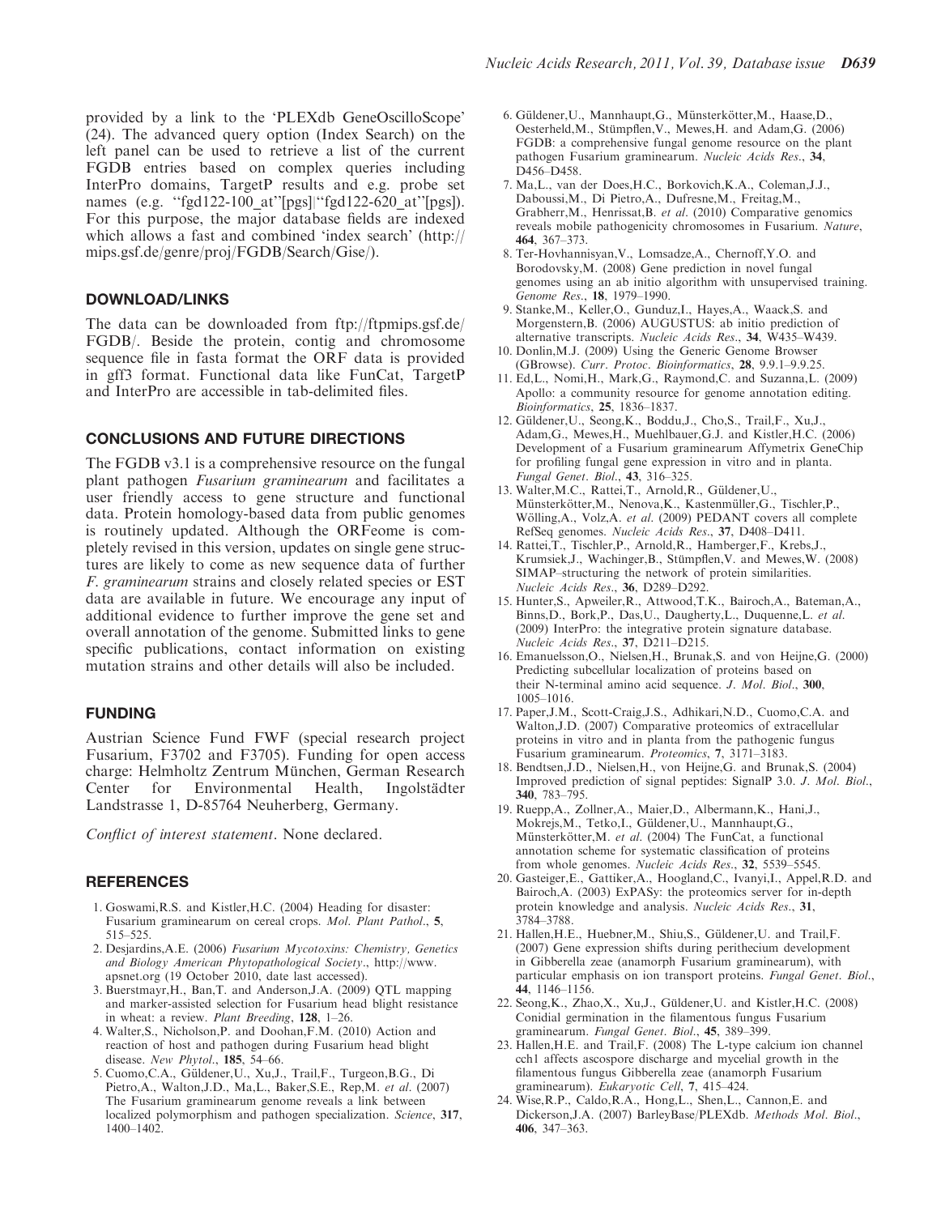provided by a link to the 'PLEXdb GeneOscilloScope' (24). The advanced query option (Index Search) on the left panel can be used to retrieve a list of the current FGDB entries based on complex queries including InterPro domains, TargetP results and e.g. probe set names (e.g. "fgd122-100_at"[pgs]|"fgd122-620_at"[pgs]). For this purpose, the major database fields are indexed which allows a fast and combined 'index search' (http://mips.gsf.de/genre/proj/FGDB/Search/Gise/).

## DOWNLOAD/LINKS

The data can be downloaded from ftp://ftpmips.gsf.de/FGDB/. Beside the protein, contig and chromosome sequence file in fasta format the ORF data is provided in gff3 format. Functional data like FunCat, TargetP and InterPro are accessible in tab-delimited files.

## CONCLUSIONS AND FUTURE DIRECTIONS

The FGDB v3.1 is a comprehensive resource on the fungal plant pathogen *Fusarium graminearum* and facilitates a user friendly access to gene structure and functional data. Protein homology-based data from public genomes is routinely updated. Although the ORFeome is completely revised in this version, updates on single gene structures are likely to come as new sequence data of further *F. graminearum* strains and closely related species or EST data are available in future. We encourage any input of additional evidence to further improve the gene set and overall annotation of the genome. Submitted links to gene specific publications, contact information on existing mutation strains and other details will also be included.

## FUNDING

Austrian Science Fund FWF (special research project Fusarium, F3702 and F3705). Funding for open access charge: Helmholtz Zentrum München, German Research Center for Environmental Health, Ingolstädter Landstrasse 1, D-85764 Neuherberg, Germany.

*Conflict of interest statement*. None declared.

## REFERENCES

1. Goswami,R.S. and Kistler,H.C. (2004) Heading for disaster: Fusarium graminearum on cereal crops. *Mol. Plant Pathol.*, **5**, 515–525.
2. Desjardins,A.E. (2006) *Fusarium Mycotoxins: Chemistry, Genetics and Biology American Phytopathological Society*., http://www.apsnet.org (19 October 2010, date last accessed).
3. Buerstmayr,H., Ban,T. and Anderson,J.A. (2009) QTL mapping and marker-assisted selection for Fusarium head blight resistance in wheat: a review. *Plant Breeding*, **128**, 1–26.
4. Walter,S., Nicholson,P. and Doohan,F.M. (2010) Action and reaction of host and pathogen during Fusarium head blight disease. *New Phytol.*, **185**, 54–66.
5. Cuomo,C.A., Güldener,U., Xu,J., Trail,F., Turgeon,B.G., Di Pietro,A., Walton,J.D., Ma,L., Baker,S.E., Rep,M. *et al.* (2007) The Fusarium graminearum genome reveals a link between localized polymorphism and pathogen specialization. *Science*, **317**, 1400–1402.
6. Güldener,U., Mannhaupt,G., Münsterkötter,M., Haase,D., Oesterheld,M., Stümpflen,V., Mewes,H. and Adam,G. (2006) FGDB: a comprehensive fungal genome resource on the plant pathogen Fusarium graminearum. *Nucleic Acids Res.*, **34**, D456–D458.
7. Ma,L., van der Does,H.C., Borkovich,K.A., Coleman,J.J., Daboussi,M., Di Pietro,A., Dufresne,M., Freitag,M., Grabherr,M., Henrissat,B. *et al.* (2010) Comparative genomics reveals mobile pathogenicity chromosomes in Fusarium. *Nature*, **464**, 367–373.
8. Ter-Hovhannisyan,V., Lomsadze,A., Chernoff,Y.O. and Borodovsky,M. (2008) Gene prediction in novel fungal genomes using an ab initio algorithm with unsupervised training. *Genome Res.*, **18**, 1979–1990.
9. Stanke,M., Keller,O., Gunduz,I., Hayes,A., Waack,S. and Morgenstern,B. (2006) AUGUSTUS: ab initio prediction of alternative transcripts. *Nucleic Acids Res.*, **34**, W435–W439.
10. Donlin,M.J. (2009) Using the Generic Genome Browser (GBrowse). *Curr. Protoc. Bioinformatics*, **28**, 9.9.1–9.9.25.
11. Ed,L., Nomi,H., Mark,G., Raymond,C. and Suzanna,L. (2009) Apollo: a community resource for genome annotation editing. *Bioinformatics*, **25**, 1836–1837.
12. Güldener,U., Seong,K., Boddu,J., Cho,S., Trail,F., Xu,J., Adam,G., Mewes,H., Muehlbauer,G.J. and Kistler,H.C. (2006) Development of a Fusarium graminearum Affymetrix GeneChip for profiling fungal gene expression in vitro and in planta. *Fungal Genet. Biol.*, **43**, 316–325.
13. Walter,M.C., Rattei,T., Arnold,R., Güldener,U., Münsterkötter,M., Nenova,K., Kastenmüller,G., Tischler,P., Wölling,A., Volz,A. *et al.* (2009) PEDANT covers all complete RefSeq genomes. *Nucleic Acids Res.*, **37**, D408–D411.
14. Rattei,T., Tischler,P., Arnold,R., Hamberger,F., Krebs,J., Krumsiek,J., Wachinger,B., Stümpflen,V. and Mewes,W. (2008) SIMAP–structuring the network of protein similarities. *Nucleic Acids Res.*, **36**, D289–D292.
15. Hunter,S., Apweiler,R., Attwood,T.K., Bairoch,A., Bateman,A., Binns,D., Bork,P., Das,U., Daugherty,L., Duquenne,L. *et al.* (2009) InterPro: the integrative protein signature database. *Nucleic Acids Res.*, **37**, D211–D215.
16. Emanuelsson,O., Nielsen,H., Brunak,S. and von Heijne,G. (2000) Predicting subcellular localization of proteins based on their N-terminal amino acid sequence. *J. Mol. Biol.*, **300**, 1005–1016.
17. Paper,J.M., Scott-Craig,J.S., Adhikari,N.D., Cuomo,C.A. and Walton,J.D. (2007) Comparative proteomics of extracellular proteins in vitro and in planta from the pathogenic fungus Fusarium graminearum. *Proteomics*, **7**, 3171–3183.
18. Bendtsen,J.D., Nielsen,H., von Heijne,G. and Brunak,S. (2004) Improved prediction of signal peptides: SignalP 3.0. *J. Mol. Biol.*, **340**, 783–795.
19. Ruepp,A., Zollner,A., Maier,D., Albermann,K., Hani,J., Mokrejs,M., Tetko,I., Güldener,U., Mannhaupt,G., Münsterkötter,M. *et al.* (2004) The FunCat, a functional annotation scheme for systematic classification of proteins from whole genomes. *Nucleic Acids Res.*, **32**, 5539–5545.
20. Gasteiger,E., Gattiker,A., Hoogland,C., Ivanyi,I., Appel,R.D. and Bairoch,A. (2003) ExPASy: the proteomics server for in-depth protein knowledge and analysis. *Nucleic Acids Res.*, **31**, 3784–3788.
21. Hallen,H.E., Huebner,M., Shiu,S., Güldener,U. and Trail,F. (2007) Gene expression shifts during perithecium development in Gibberella zeae (anamorph Fusarium graminearum), with particular emphasis on ion transport proteins. *Fungal Genet. Biol.*, **44**, 1146–1156.
22. Seong,K., Zhao,X., Xu,J., Güldener,U. and Kistler,H.C. (2008) Conidial germination in the filamentous fungus Fusarium graminearum. *Fungal Genet. Biol.*, **45**, 389–399.
23. Hallen,H.E. and Trail,F. (2008) The L-type calcium ion channel cch1 affects ascospore discharge and mycelial growth in the filamentous fungus Gibberella zeae (anamorph Fusarium graminearum). *Eukaryotic Cell*, **7**, 415–424.
24. Wise,R.P., Caldo,R.A., Hong,L., Shen,L., Cannon,E. and Dickerson,J.A. (2007) BarleyBase/PLEXdb. *Methods Mol. Biol.*, **406**, 347–363.